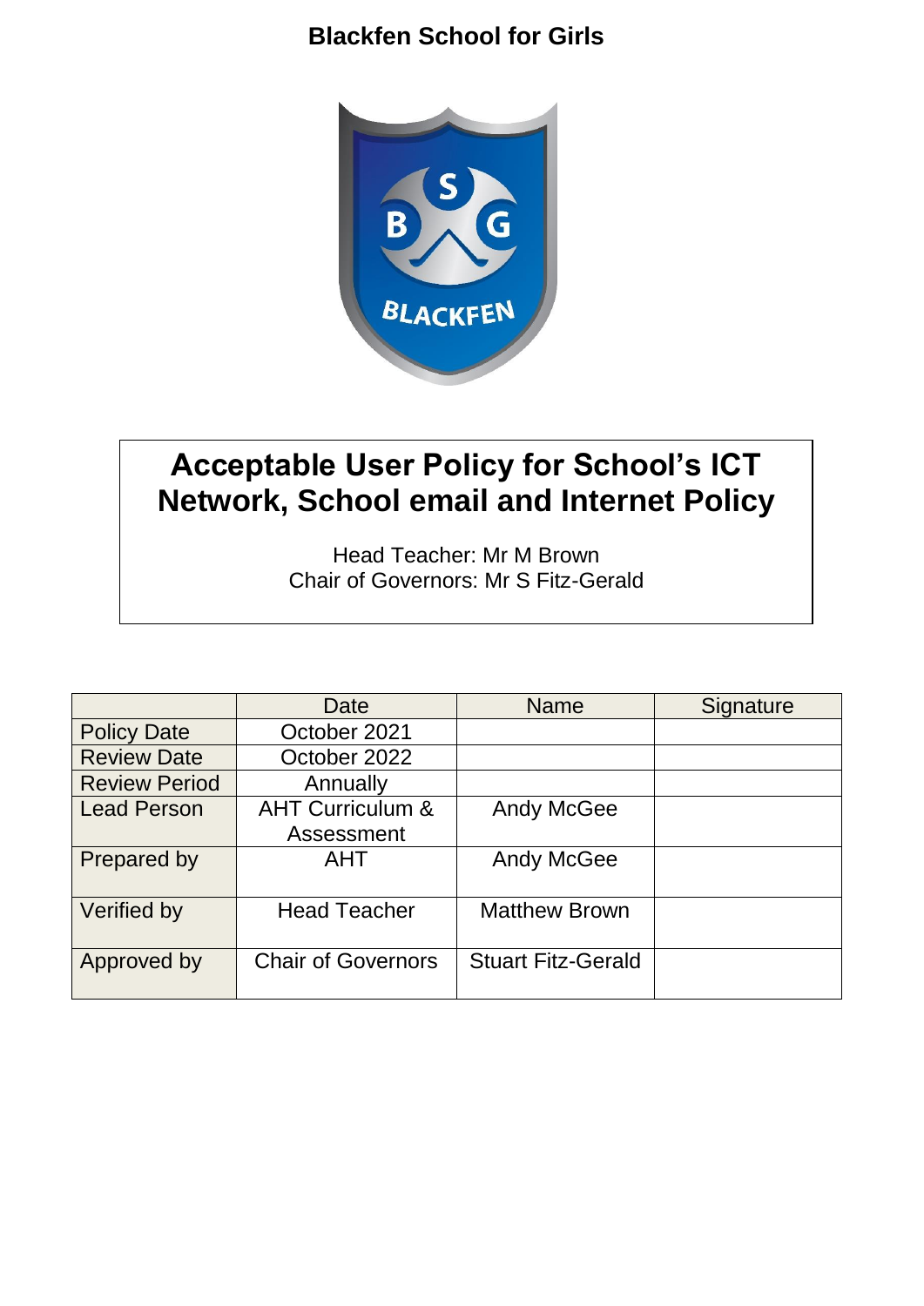**Blackfen School for Girls**

# Acceptable User Policy for School's ICT Network, School email and Internet Policy

Head Teacher: Mr M Brown
Chair of Governors: Mr S Fitz-Gerald

| | Date | Name | Signature |
|---|---|---|---|
| Policy Date | October 2021 | | |
| Review Date | October 2022 | | |
| Review Period | Annually | | |
| Lead Person | AHT Curriculum & Assessment | Andy McGee | |
| Prepared by | AHT | Andy McGee | |
| Verified by | Head Teacher | Matthew Brown | |
| Approved by | Chair of Governors | Stuart Fitz-Gerald | |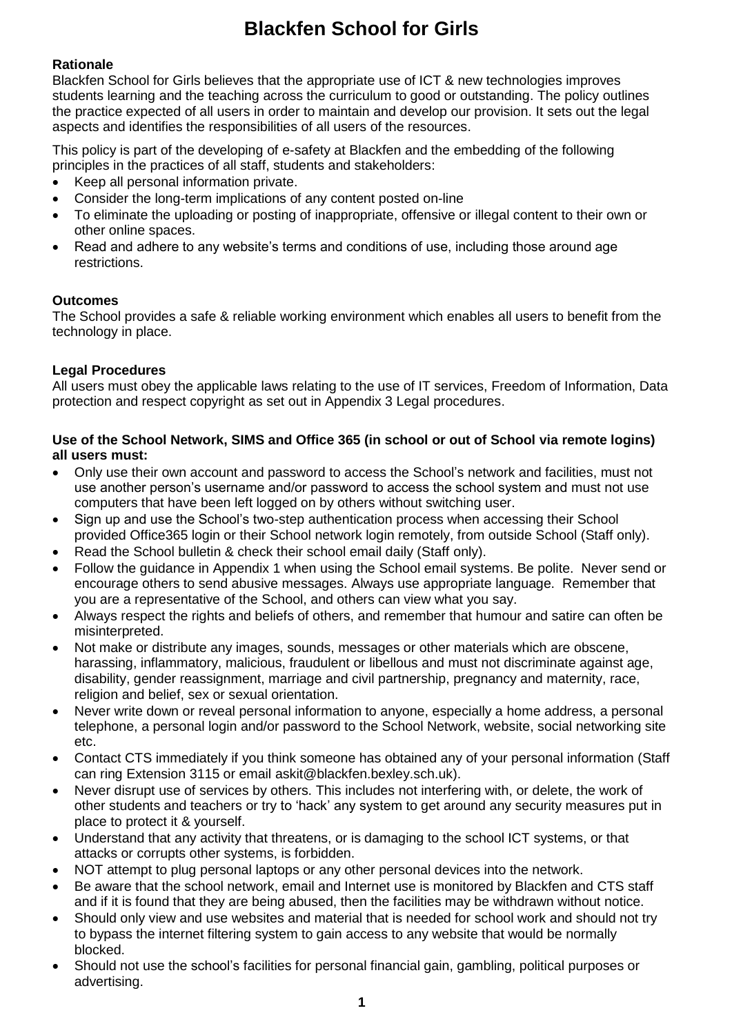# Blackfen School for Girls

**Rationale**

Blackfen School for Girls believes that the appropriate use of ICT & new technologies improves students learning and the teaching across the curriculum to good or outstanding. The policy outlines the practice expected of all users in order to maintain and develop our provision. It sets out the legal aspects and identifies the responsibilities of all users of the resources.

This policy is part of the developing of e-safety at Blackfen and the embedding of the following principles in the practices of all staff, students and stakeholders:

- Keep all personal information private.
- Consider the long-term implications of any content posted on-line
- To eliminate the uploading or posting of inappropriate, offensive or illegal content to their own or other online spaces.
- Read and adhere to any website's terms and conditions of use, including those around age restrictions.

**Outcomes**

The School provides a safe & reliable working environment which enables all users to benefit from the technology in place.

**Legal Procedures**

All users must obey the applicable laws relating to the use of IT services, Freedom of Information, Data protection and respect copyright as set out in Appendix 3 Legal procedures.

**Use of the School Network, SIMS and Office 365 (in school or out of School via remote logins) all users must:**

- Only use their own account and password to access the School's network and facilities, must not use another person's username and/or password to access the school system and must not use computers that have been left logged on by others without switching user.
- Sign up and use the School's two-step authentication process when accessing their School provided Office365 login or their School network login remotely, from outside School (Staff only).
- Read the School bulletin & check their school email daily (Staff only).
- Follow the guidance in Appendix 1 when using the School email systems. Be polite. Never send or encourage others to send abusive messages. Always use appropriate language. Remember that you are a representative of the School, and others can view what you say.
- Always respect the rights and beliefs of others, and remember that humour and satire can often be misinterpreted.
- Not make or distribute any images, sounds, messages or other materials which are obscene, harassing, inflammatory, malicious, fraudulent or libellous and must not discriminate against age, disability, gender reassignment, marriage and civil partnership, pregnancy and maternity, race, religion and belief, sex or sexual orientation.
- Never write down or reveal personal information to anyone, especially a home address, a personal telephone, a personal login and/or password to the School Network, website, social networking site etc.
- Contact CTS immediately if you think someone has obtained any of your personal information (Staff can ring Extension 3115 or email askit@blackfen.bexley.sch.uk).
- Never disrupt use of services by others. This includes not interfering with, or delete, the work of other students and teachers or try to 'hack' any system to get around any security measures put in place to protect it & yourself.
- Understand that any activity that threatens, or is damaging to the school ICT systems, or that attacks or corrupts other systems, is forbidden.
- NOT attempt to plug personal laptops or any other personal devices into the network.
- Be aware that the school network, email and Internet use is monitored by Blackfen and CTS staff and if it is found that they are being abused, then the facilities may be withdrawn without notice.
- Should only view and use websites and material that is needed for school work and should not try to bypass the internet filtering system to gain access to any website that would be normally blocked.
- Should not use the school's facilities for personal financial gain, gambling, political purposes or advertising.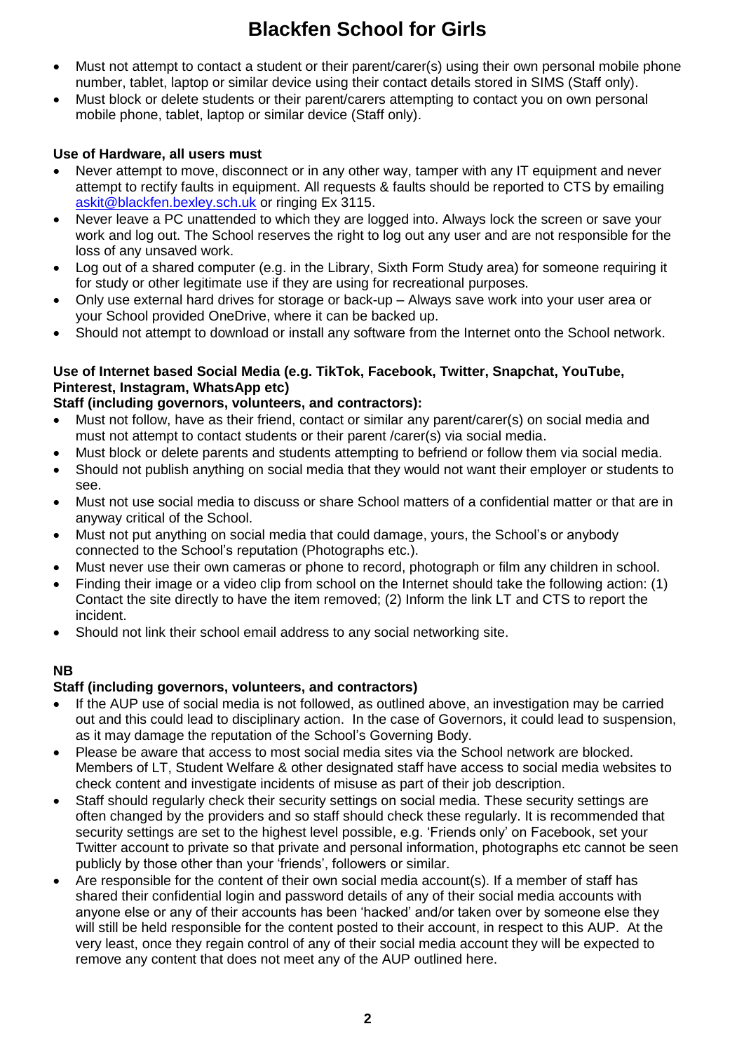- Must not attempt to contact a student or their parent/carer(s) using their own personal mobile phone number, tablet, laptop or similar device using their contact details stored in SIMS (Staff only).
- Must block or delete students or their parent/carers attempting to contact you on own personal mobile phone, tablet, laptop or similar device (Staff only).

**Use of Hardware, all users must**

- Never attempt to move, disconnect or in any other way, tamper with any IT equipment and never attempt to rectify faults in equipment. All requests & faults should be reported to CTS by emailing askit@blackfen.bexley.sch.uk or ringing Ex 3115.
- Never leave a PC unattended to which they are logged into. Always lock the screen or save your work and log out. The School reserves the right to log out any user and are not responsible for the loss of any unsaved work.
- Log out of a shared computer (e.g. in the Library, Sixth Form Study area) for someone requiring it for study or other legitimate use if they are using for recreational purposes.
- Only use external hard drives for storage or back-up – Always save work into your user area or your School provided OneDrive, where it can be backed up.
- Should not attempt to download or install any software from the Internet onto the School network.

**Use of Internet based Social Media (e.g. TikTok, Facebook, Twitter, Snapchat, YouTube, Pinterest, Instagram, WhatsApp etc)**

**Staff (including governors, volunteers, and contractors):**

- Must not follow, have as their friend, contact or similar any parent/carer(s) on social media and must not attempt to contact students or their parent /carer(s) via social media.
- Must block or delete parents and students attempting to befriend or follow them via social media.
- Should not publish anything on social media that they would not want their employer or students to see.
- Must not use social media to discuss or share School matters of a confidential matter or that are in anyway critical of the School.
- Must not put anything on social media that could damage, yours, the School's or anybody connected to the School's reputation (Photographs etc.).
- Must never use their own cameras or phone to record, photograph or film any children in school.
- Finding their image or a video clip from school on the Internet should take the following action: (1) Contact the site directly to have the item removed; (2) Inform the link LT and CTS to report the incident.
- Should not link their school email address to any social networking site.

**NB**

**Staff (including governors, volunteers, and contractors)**

- If the AUP use of social media is not followed, as outlined above, an investigation may be carried out and this could lead to disciplinary action. In the case of Governors, it could lead to suspension, as it may damage the reputation of the School's Governing Body.
- Please be aware that access to most social media sites via the School network are blocked. Members of LT, Student Welfare & other designated staff have access to social media websites to check content and investigate incidents of misuse as part of their job description.
- Staff should regularly check their security settings on social media. These security settings are often changed by the providers and so staff should check these regularly. It is recommended that security settings are set to the highest level possible, e.g. 'Friends only' on Facebook, set your Twitter account to private so that private and personal information, photographs etc cannot be seen publicly by those other than your 'friends', followers or similar.
- Are responsible for the content of their own social media account(s). If a member of staff has shared their confidential login and password details of any of their social media accounts with anyone else or any of their accounts has been 'hacked' and/or taken over by someone else they will still be held responsible for the content posted to their account, in respect to this AUP. At the very least, once they regain control of any of their social media account they will be expected to remove any content that does not meet any of the AUP outlined here.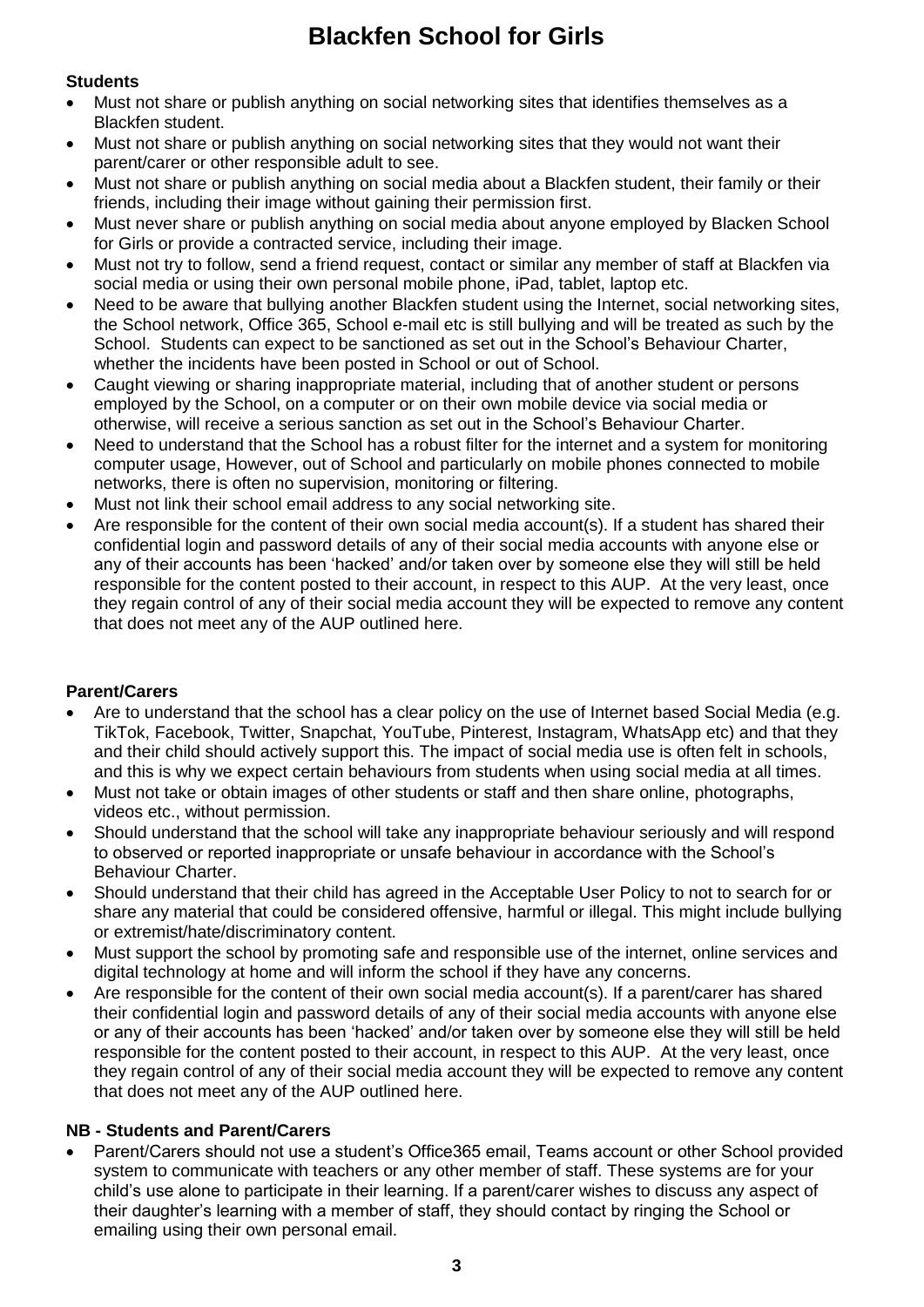# Blackfen School for Girls

**Students**

- Must not share or publish anything on social networking sites that identifies themselves as a Blackfen student.
- Must not share or publish anything on social networking sites that they would not want their parent/carer or other responsible adult to see.
- Must not share or publish anything on social media about a Blackfen student, their family or their friends, including their image without gaining their permission first.
- Must never share or publish anything on social media about anyone employed by Blacken School for Girls or provide a contracted service, including their image.
- Must not try to follow, send a friend request, contact or similar any member of staff at Blackfen via social media or using their own personal mobile phone, iPad, tablet, laptop etc.
- Need to be aware that bullying another Blackfen student using the Internet, social networking sites, the School network, Office 365, School e-mail etc is still bullying and will be treated as such by the School. Students can expect to be sanctioned as set out in the School's Behaviour Charter, whether the incidents have been posted in School or out of School.
- Caught viewing or sharing inappropriate material, including that of another student or persons employed by the School, on a computer or on their own mobile device via social media or otherwise, will receive a serious sanction as set out in the School's Behaviour Charter.
- Need to understand that the School has a robust filter for the internet and a system for monitoring computer usage, However, out of School and particularly on mobile phones connected to mobile networks, there is often no supervision, monitoring or filtering.
- Must not link their school email address to any social networking site.
- Are responsible for the content of their own social media account(s). If a student has shared their confidential login and password details of any of their social media accounts with anyone else or any of their accounts has been 'hacked' and/or taken over by someone else they will still be held responsible for the content posted to their account, in respect to this AUP. At the very least, once they regain control of any of their social media account they will be expected to remove any content that does not meet any of the AUP outlined here.

**Parent/Carers**

- Are to understand that the school has a clear policy on the use of Internet based Social Media (e.g. TikTok, Facebook, Twitter, Snapchat, YouTube, Pinterest, Instagram, WhatsApp etc) and that they and their child should actively support this. The impact of social media use is often felt in schools, and this is why we expect certain behaviours from students when using social media at all times.
- Must not take or obtain images of other students or staff and then share online, photographs, videos etc., without permission.
- Should understand that the school will take any inappropriate behaviour seriously and will respond to observed or reported inappropriate or unsafe behaviour in accordance with the School's Behaviour Charter.
- Should understand that their child has agreed in the Acceptable User Policy to not to search for or share any material that could be considered offensive, harmful or illegal. This might include bullying or extremist/hate/discriminatory content.
- Must support the school by promoting safe and responsible use of the internet, online services and digital technology at home and will inform the school if they have any concerns.
- Are responsible for the content of their own social media account(s). If a parent/carer has shared their confidential login and password details of any of their social media accounts with anyone else or any of their accounts has been 'hacked' and/or taken over by someone else they will still be held responsible for the content posted to their account, in respect to this AUP. At the very least, once they regain control of any of their social media account they will be expected to remove any content that does not meet any of the AUP outlined here.

**NB - Students and Parent/Carers**

- Parent/Carers should not use a student's Office365 email, Teams account or other School provided system to communicate with teachers or any other member of staff. These systems are for your child's use alone to participate in their learning. If a parent/carer wishes to discuss any aspect of their daughter's learning with a member of staff, they should contact by ringing the School or emailing using their own personal email.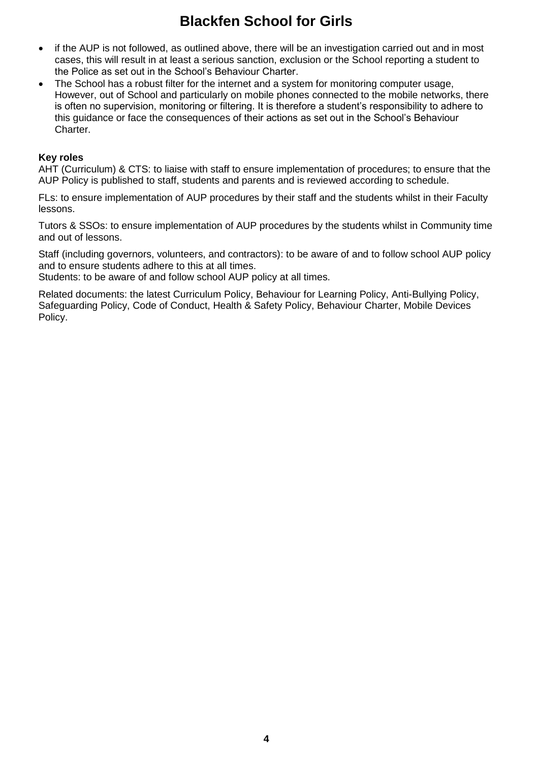- if the AUP is not followed, as outlined above, there will be an investigation carried out and in most cases, this will result in at least a serious sanction, exclusion or the School reporting a student to the Police as set out in the School's Behaviour Charter.
- The School has a robust filter for the internet and a system for monitoring computer usage, However, out of School and particularly on mobile phones connected to the mobile networks, there is often no supervision, monitoring or filtering. It is therefore a student's responsibility to adhere to this guidance or face the consequences of their actions as set out in the School's Behaviour Charter.

**Key roles**

AHT (Curriculum) & CTS: to liaise with staff to ensure implementation of procedures; to ensure that the AUP Policy is published to staff, students and parents and is reviewed according to schedule.

FLs: to ensure implementation of AUP procedures by their staff and the students whilst in their Faculty lessons.

Tutors & SSOs: to ensure implementation of AUP procedures by the students whilst in Community time and out of lessons.

Staff (including governors, volunteers, and contractors): to be aware of and to follow school AUP policy and to ensure students adhere to this at all times.
Students: to be aware of and follow school AUP policy at all times.

Related documents: the latest Curriculum Policy, Behaviour for Learning Policy, Anti-Bullying Policy, Safeguarding Policy, Code of Conduct, Health & Safety Policy, Behaviour Charter, Mobile Devices Policy.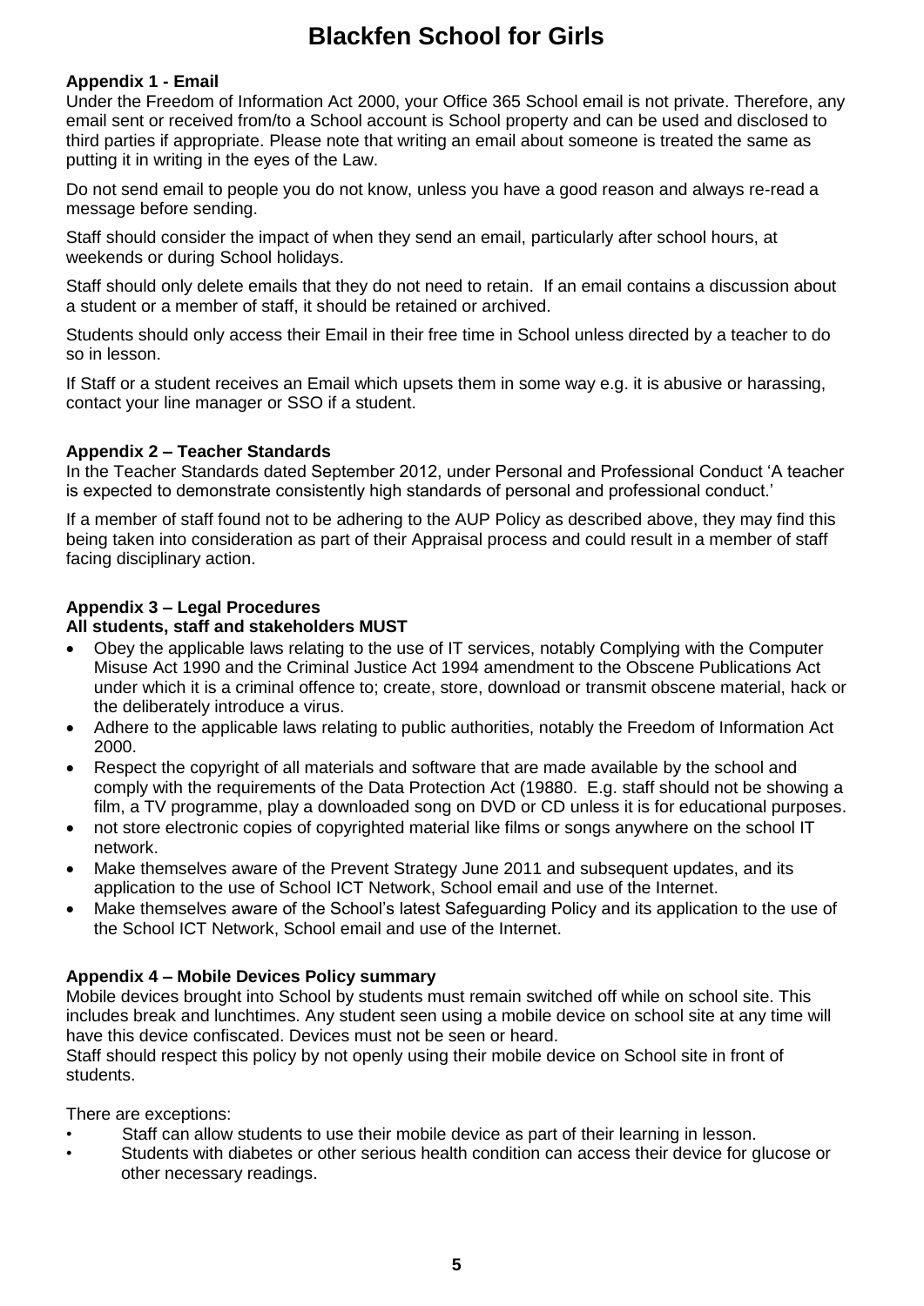# Blackfen School for Girls

**Appendix 1 - Email**

Under the Freedom of Information Act 2000, your Office 365 School email is not private. Therefore, any email sent or received from/to a School account is School property and can be used and disclosed to third parties if appropriate. Please note that writing an email about someone is treated the same as putting it in writing in the eyes of the Law.

Do not send email to people you do not know, unless you have a good reason and always re-read a message before sending.

Staff should consider the impact of when they send an email, particularly after school hours, at weekends or during School holidays.

Staff should only delete emails that they do not need to retain. If an email contains a discussion about a student or a member of staff, it should be retained or archived.

Students should only access their Email in their free time in School unless directed by a teacher to do so in lesson.

If Staff or a student receives an Email which upsets them in some way e.g. it is abusive or harassing, contact your line manager or SSO if a student.

**Appendix 2 – Teacher Standards**

In the Teacher Standards dated September 2012, under Personal and Professional Conduct 'A teacher is expected to demonstrate consistently high standards of personal and professional conduct.'

If a member of staff found not to be adhering to the AUP Policy as described above, they may find this being taken into consideration as part of their Appraisal process and could result in a member of staff facing disciplinary action.

**Appendix 3 – Legal Procedures**
**All students, staff and stakeholders MUST**

- Obey the applicable laws relating to the use of IT services, notably Complying with the Computer Misuse Act 1990 and the Criminal Justice Act 1994 amendment to the Obscene Publications Act under which it is a criminal offence to; create, store, download or transmit obscene material, hack or the deliberately introduce a virus.
- Adhere to the applicable laws relating to public authorities, notably the Freedom of Information Act 2000.
- Respect the copyright of all materials and software that are made available by the school and comply with the requirements of the Data Protection Act (19880. E.g. staff should not be showing a film, a TV programme, play a downloaded song on DVD or CD unless it is for educational purposes.
- not store electronic copies of copyrighted material like films or songs anywhere on the school IT network.
- Make themselves aware of the Prevent Strategy June 2011 and subsequent updates, and its application to the use of School ICT Network, School email and use of the Internet.
- Make themselves aware of the School's latest Safeguarding Policy and its application to the use of the School ICT Network, School email and use of the Internet.

**Appendix 4 – Mobile Devices Policy summary**

Mobile devices brought into School by students must remain switched off while on school site. This includes break and lunchtimes. Any student seen using a mobile device on school site at any time will have this device confiscated. Devices must not be seen or heard.
Staff should respect this policy by not openly using their mobile device on School site in front of students.

There are exceptions:

- Staff can allow students to use their mobile device as part of their learning in lesson.
- Students with diabetes or other serious health condition can access their device for glucose or other necessary readings.